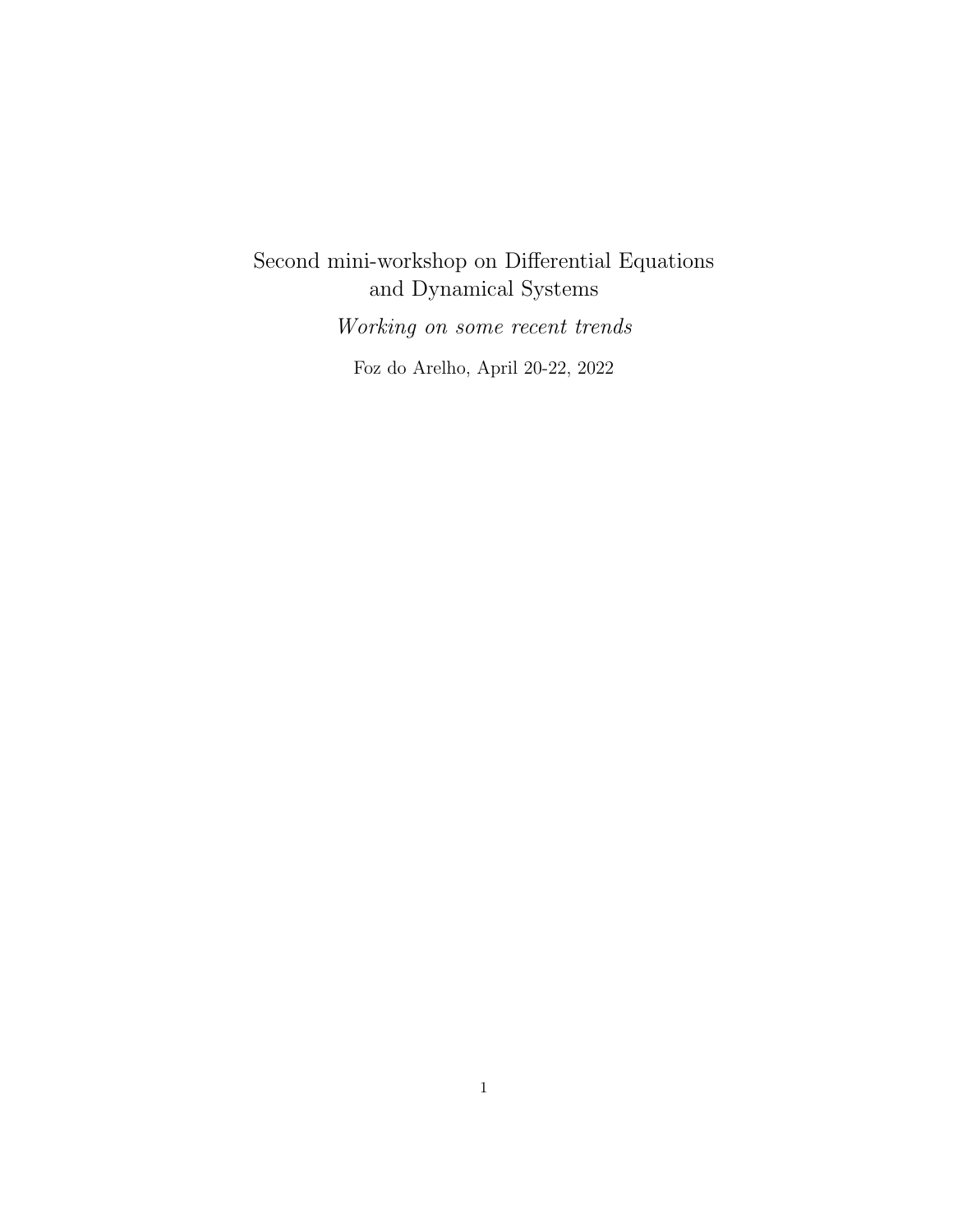# Second mini-workshop on Differential Equations and Dynamical Systems

*Working on some recent trends*

Foz do Arelho, April 20-22, 2022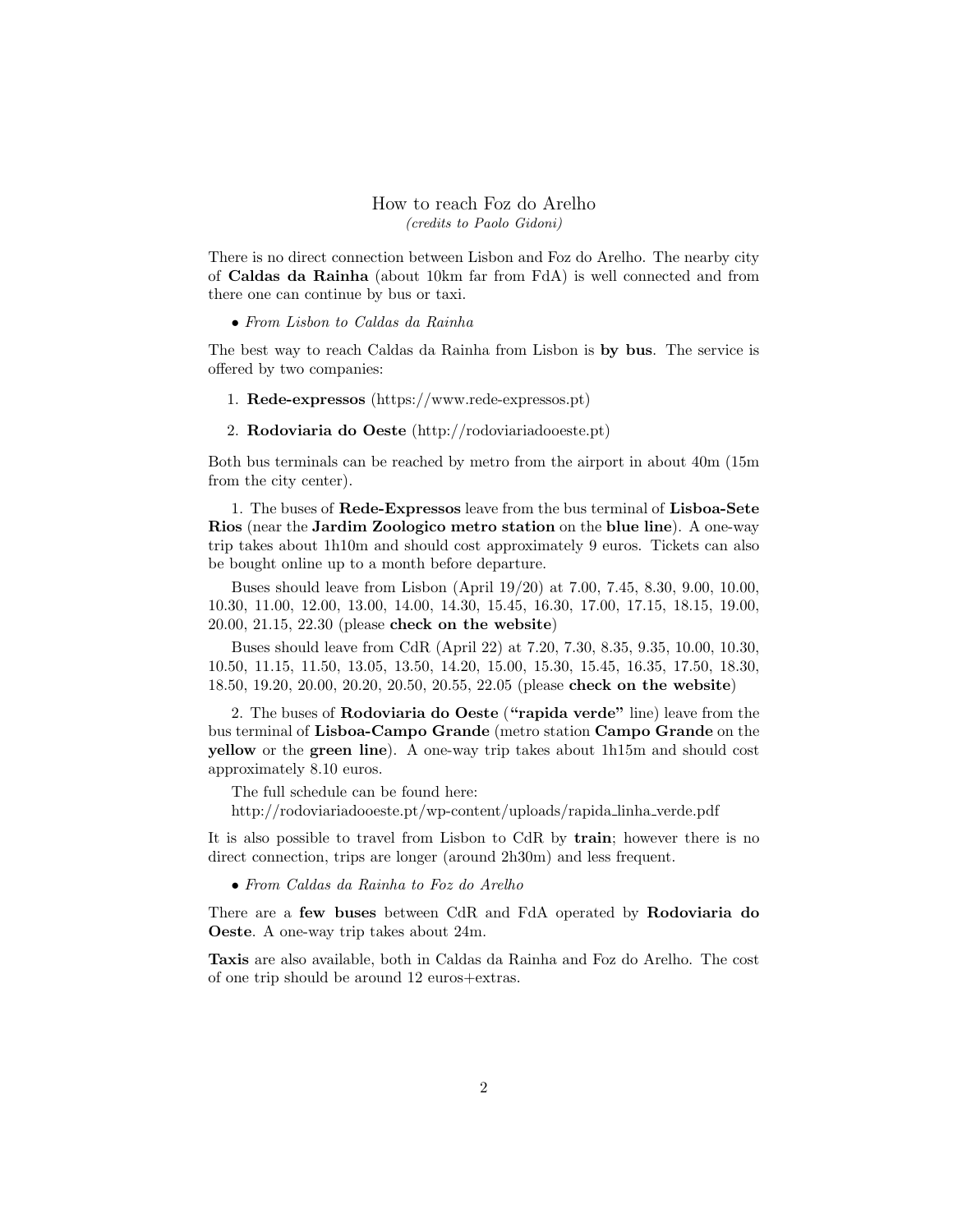## How to reach Foz do Arelho
*(credits to Paolo Gidoni)*

There is no direct connection between Lisbon and Foz do Arelho. The nearby city of **Caldas da Rainha** (about 10km far from FdA) is well connected and from there one can continue by bus or taxi.

- *From Lisbon to Caldas da Rainha*

The best way to reach Caldas da Rainha from Lisbon is **by bus**. The service is offered by two companies:

1. **Rede-expressos** (https://www.rede-expressos.pt)
2. **Rodoviaria do Oeste** (http://rodoviariadooeste.pt)

Both bus terminals can be reached by metro from the airport in about 40m (15m from the city center).

1. The buses of **Rede-Expressos** leave from the bus terminal of **Lisboa-Sete Rios** (near the **Jardim Zoologico metro station** on the **blue line**). A one-way trip takes about 1h10m and should cost approximately 9 euros. Tickets can also be bought online up to a month before departure.

Buses should leave from Lisbon (April 19/20) at 7.00, 7.45, 8.30, 9.00, 10.00, 10.30, 11.00, 12.00, 13.00, 14.00, 14.30, 15.45, 16.30, 17.00, 17.15, 18.15, 19.00, 20.00, 21.15, 22.30 (please **check on the website**)

Buses should leave from CdR (April 22) at 7.20, 7.30, 8.35, 9.35, 10.00, 10.30, 10.50, 11.15, 11.50, 13.05, 13.50, 14.20, 15.00, 15.30, 15.45, 16.35, 17.50, 18.30, 18.50, 19.20, 20.00, 20.20, 20.50, 20.55, 22.05 (please **check on the website**)

2. The buses of **Rodoviaria do Oeste** (**"rapida verde"** line) leave from the bus terminal of **Lisboa-Campo Grande** (metro station **Campo Grande** on the **yellow** or the **green line**). A one-way trip takes about 1h15m and should cost approximately 8.10 euros.

The full schedule can be found here:
http://rodoviariadooeste.pt/wp-content/uploads/rapida_linha_verde.pdf

It is also possible to travel from Lisbon to CdR by **train**; however there is no direct connection, trips are longer (around 2h30m) and less frequent.

- *From Caldas da Rainha to Foz do Arelho*

There are a **few buses** between CdR and FdA operated by **Rodoviaria do Oeste**. A one-way trip takes about 24m.

**Taxis** are also available, both in Caldas da Rainha and Foz do Arelho. The cost of one trip should be around 12 euros+extras.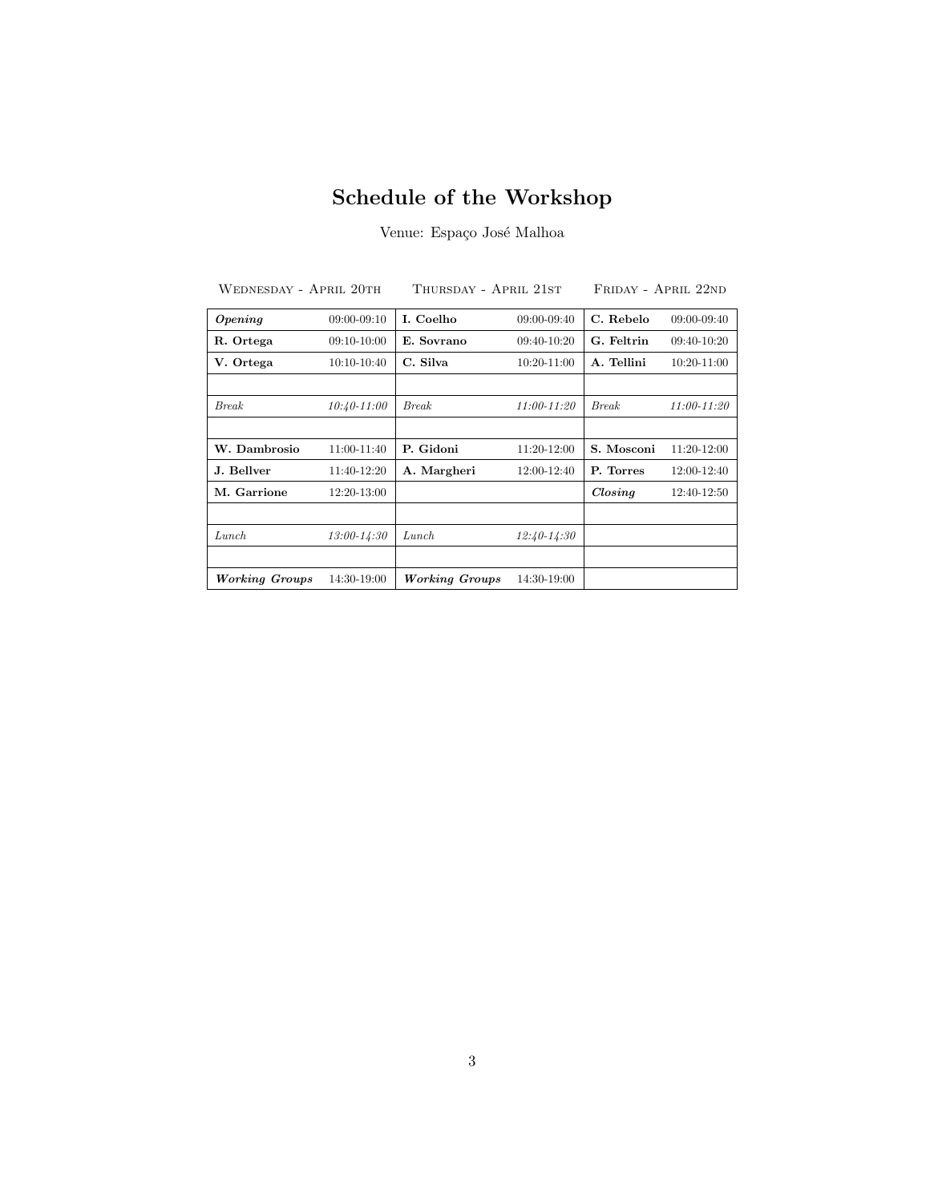# Schedule of the Workshop

Venue: Espaço José Malhoa

| Wednesday - April 20th | | Thursday - April 21st | | Friday - April 22nd | |
|---|---|---|---|---|---|
| ***Opening*** | 09:00-09:10 | **I. Coelho** | 09:00-09:40 | **C. Rebelo** | 09:00-09:40 |
| **R. Ortega** | 09:10-10:00 | **E. Sovrano** | 09:40-10:20 | **G. Feltrin** | 09:40-10:20 |
| **V. Ortega** | 10:10-10:40 | **C. Silva** | 10:20-11:00 | **A. Tellini** | 10:20-11:00 |
| | | | | | |
| *Break* | *10:40-11:00* | *Break* | *11:00-11:20* | *Break* | *11:00-11:20* |
| | | | | | |
| **W. Dambrosio** | 11:00-11:40 | **P. Gidoni** | 11:20-12:00 | **S. Mosconi** | 11:20-12:00 |
| **J. Bellver** | 11:40-12:20 | **A. Margheri** | 12:00-12:40 | **P. Torres** | 12:00-12:40 |
| **M. Garrione** | 12:20-13:00 | | | ***Closing*** | 12:40-12:50 |
| | | | | | |
| *Lunch* | *13:00-14:30* | *Lunch* | *12:40-14:30* | | |
| | | | | | |
| ***Working Groups*** | 14:30-19:00 | ***Working Groups*** | 14:30-19:00 | | |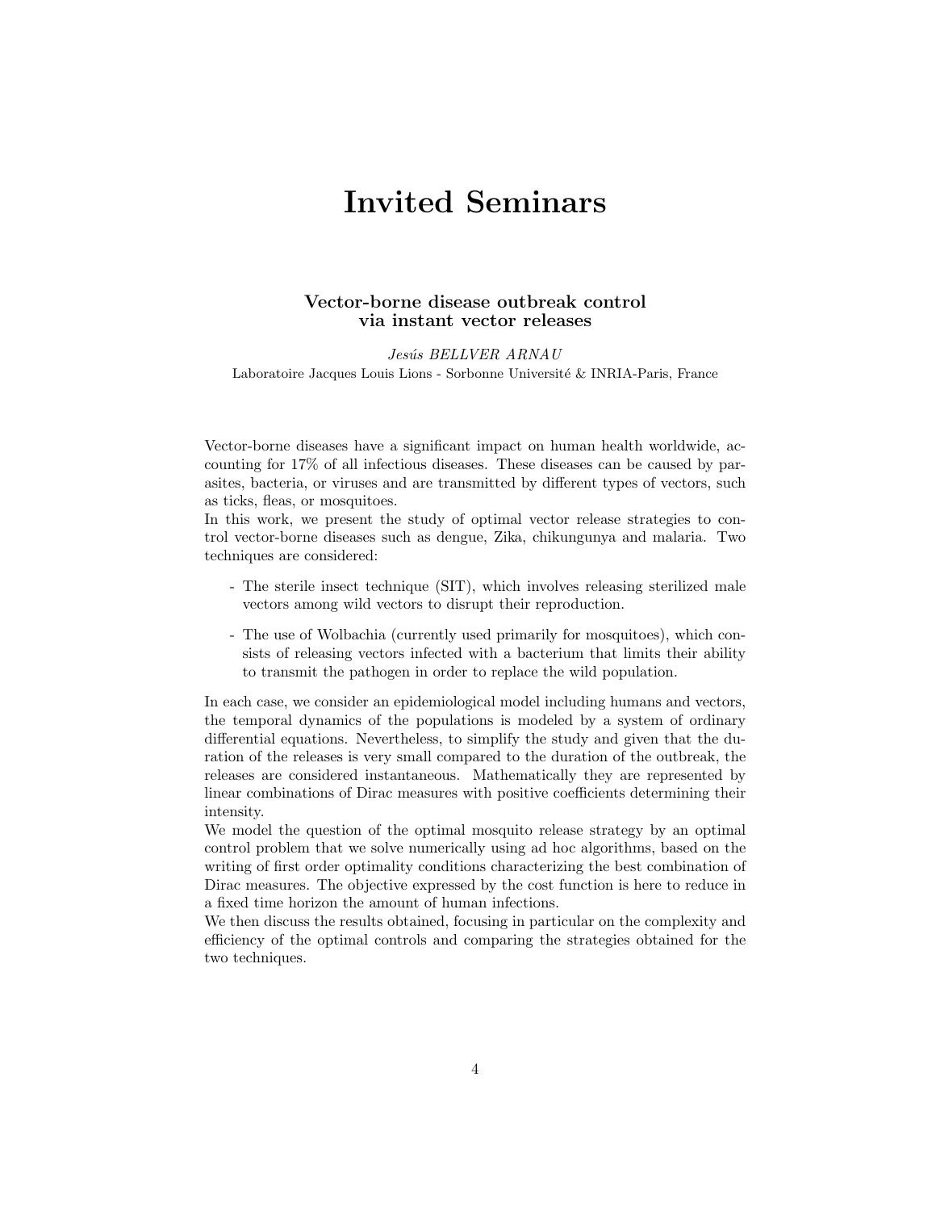# Invited Seminars

### Vector-borne disease outbreak control via instant vector releases

*Jesús BELLVER ARNAU*

Laboratoire Jacques Louis Lions - Sorbonne Université & INRIA-Paris, France

Vector-borne diseases have a significant impact on human health worldwide, accounting for 17% of all infectious diseases. These diseases can be caused by parasites, bacteria, or viruses and are transmitted by different types of vectors, such as ticks, fleas, or mosquitoes.

In this work, we present the study of optimal vector release strategies to control vector-borne diseases such as dengue, Zika, chikungunya and malaria. Two techniques are considered:

- The sterile insect technique (SIT), which involves releasing sterilized male vectors among wild vectors to disrupt their reproduction.
- The use of Wolbachia (currently used primarily for mosquitoes), which consists of releasing vectors infected with a bacterium that limits their ability to transmit the pathogen in order to replace the wild population.

In each case, we consider an epidemiological model including humans and vectors, the temporal dynamics of the populations is modeled by a system of ordinary differential equations. Nevertheless, to simplify the study and given that the duration of the releases is very small compared to the duration of the outbreak, the releases are considered instantaneous. Mathematically they are represented by linear combinations of Dirac measures with positive coefficients determining their intensity.

We model the question of the optimal mosquito release strategy by an optimal control problem that we solve numerically using ad hoc algorithms, based on the writing of first order optimality conditions characterizing the best combination of Dirac measures. The objective expressed by the cost function is here to reduce in a fixed time horizon the amount of human infections.

We then discuss the results obtained, focusing in particular on the complexity and efficiency of the optimal controls and comparing the strategies obtained for the two techniques.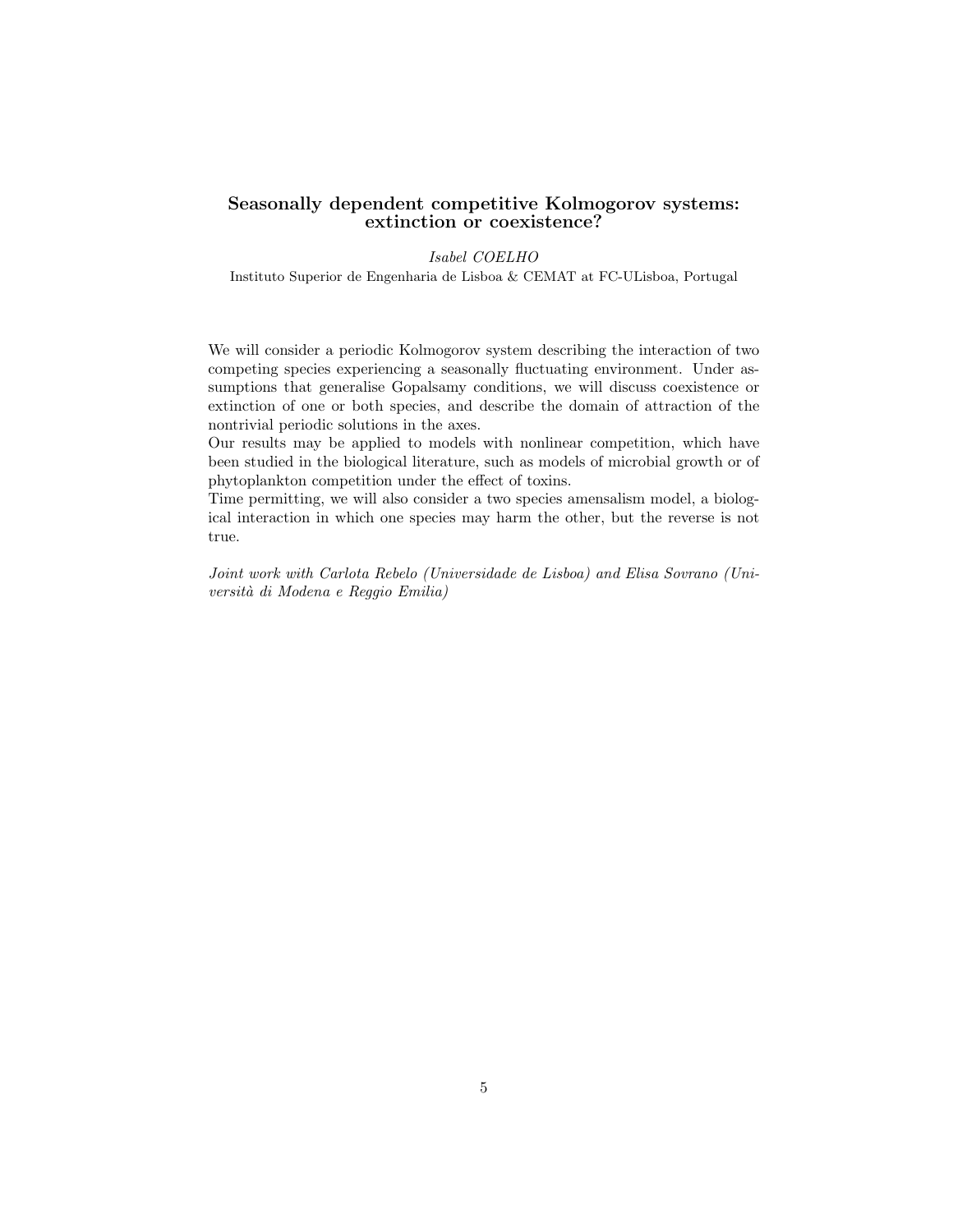## Seasonally dependent competitive Kolmogorov systems: extinction or coexistence?

*Isabel COELHO*

Instituto Superior de Engenharia de Lisboa & CEMAT at FC-ULisboa, Portugal

We will consider a periodic Kolmogorov system describing the interaction of two competing species experiencing a seasonally fluctuating environment. Under assumptions that generalise Gopalsamy conditions, we will discuss coexistence or extinction of one or both species, and describe the domain of attraction of the nontrivial periodic solutions in the axes.

Our results may be applied to models with nonlinear competition, which have been studied in the biological literature, such as models of microbial growth or of phytoplankton competition under the effect of toxins.

Time permitting, we will also consider a two species amensalism model, a biological interaction in which one species may harm the other, but the reverse is not true.

*Joint work with Carlota Rebelo (Universidade de Lisboa) and Elisa Sovrano (Università di Modena e Reggio Emilia)*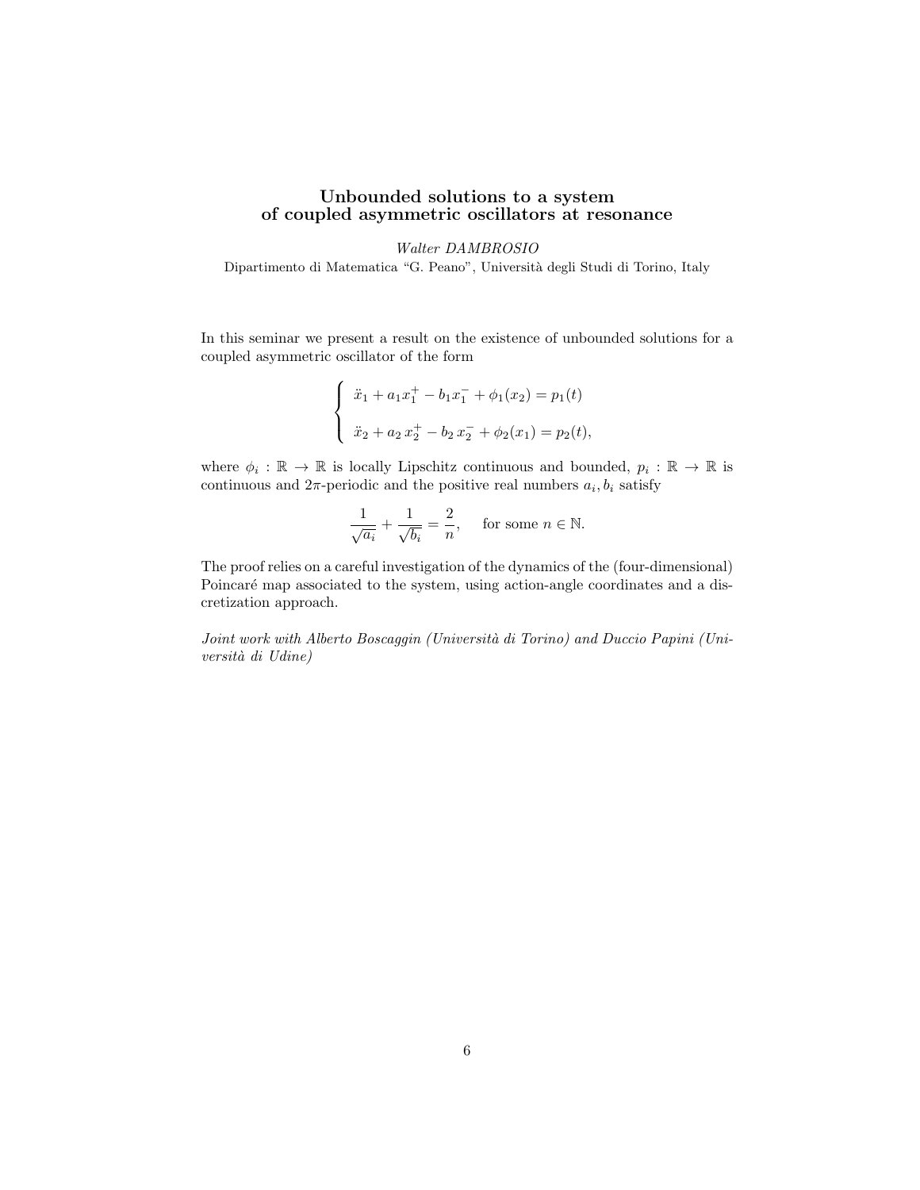## Unbounded solutions to a system of coupled asymmetric oscillators at resonance

*Walter DAMBROSIO*

Dipartimento di Matematica "G. Peano", Università degli Studi di Torino, Italy

In this seminar we present a result on the existence of unbounded solutions for a coupled asymmetric oscillator of the form

$$
\begin{cases}
\ddot{x}_1 + a_1 x_1^+ - b_1 x_1^- + \phi_1(x_2) = p_1(t) \\[2ex]
\ddot{x}_2 + a_2\, x_2^+ - b_2\, x_2^- + \phi_2(x_1) = p_2(t),
\end{cases}
$$

where $\phi_i : \mathbb{R} \to \mathbb{R}$ is locally Lipschitz continuous and bounded, $p_i : \mathbb{R} \to \mathbb{R}$ is continuous and $2\pi$-periodic and the positive real numbers $a_i, b_i$ satisfy

$$
\frac{1}{\sqrt{a_i}} + \frac{1}{\sqrt{b_i}} = \frac{2}{n}, \qquad \text{for some } n \in \mathbb{N}.
$$

The proof relies on a careful investigation of the dynamics of the (four-dimensional) Poincaré map associated to the system, using action-angle coordinates and a discretization approach.

*Joint work with Alberto Boscaggin (Università di Torino) and Duccio Papini (Università di Udine)*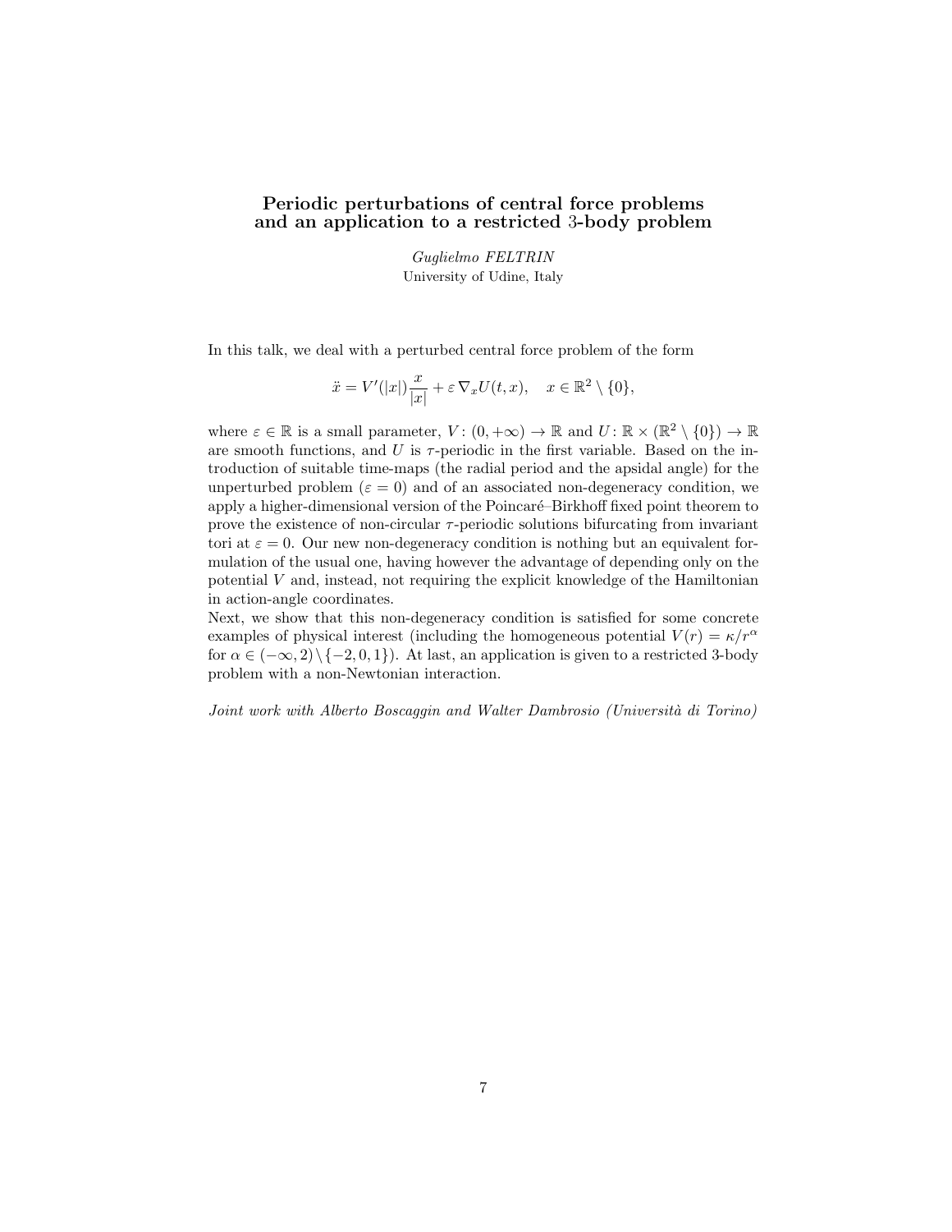## Periodic perturbations of central force problems and an application to a restricted 3-body problem

*Guglielmo FELTRIN*
University of Udine, Italy

In this talk, we deal with a perturbed central force problem of the form

$$\ddot{x} = V'(|x|)\frac{x}{|x|} + \varepsilon \nabla_x U(t,x), \quad x \in \mathbb{R}^2 \setminus \{0\},$$

where $\varepsilon \in \mathbb{R}$ is a small parameter, $V\colon (0,+\infty) \to \mathbb{R}$ and $U\colon \mathbb{R} \times (\mathbb{R}^2 \setminus \{0\}) \to \mathbb{R}$ are smooth functions, and $U$ is $\tau$-periodic in the first variable. Based on the introduction of suitable time-maps (the radial period and the apsidal angle) for the unperturbed problem ($\varepsilon = 0$) and of an associated non-degeneracy condition, we apply a higher-dimensional version of the Poincaré–Birkhoff fixed point theorem to prove the existence of non-circular $\tau$-periodic solutions bifurcating from invariant tori at $\varepsilon = 0$. Our new non-degeneracy condition is nothing but an equivalent formulation of the usual one, having however the advantage of depending only on the potential $V$ and, instead, not requiring the explicit knowledge of the Hamiltonian in action-angle coordinates.
Next, we show that this non-degeneracy condition is satisfied for some concrete examples of physical interest (including the homogeneous potential $V(r) = \kappa/r^{\alpha}$ for $\alpha \in (-\infty, 2) \setminus \{-2, 0, 1\}$). At last, an application is given to a restricted 3-body problem with a non-Newtonian interaction.

*Joint work with Alberto Boscaggin and Walter Dambrosio (Università di Torino)*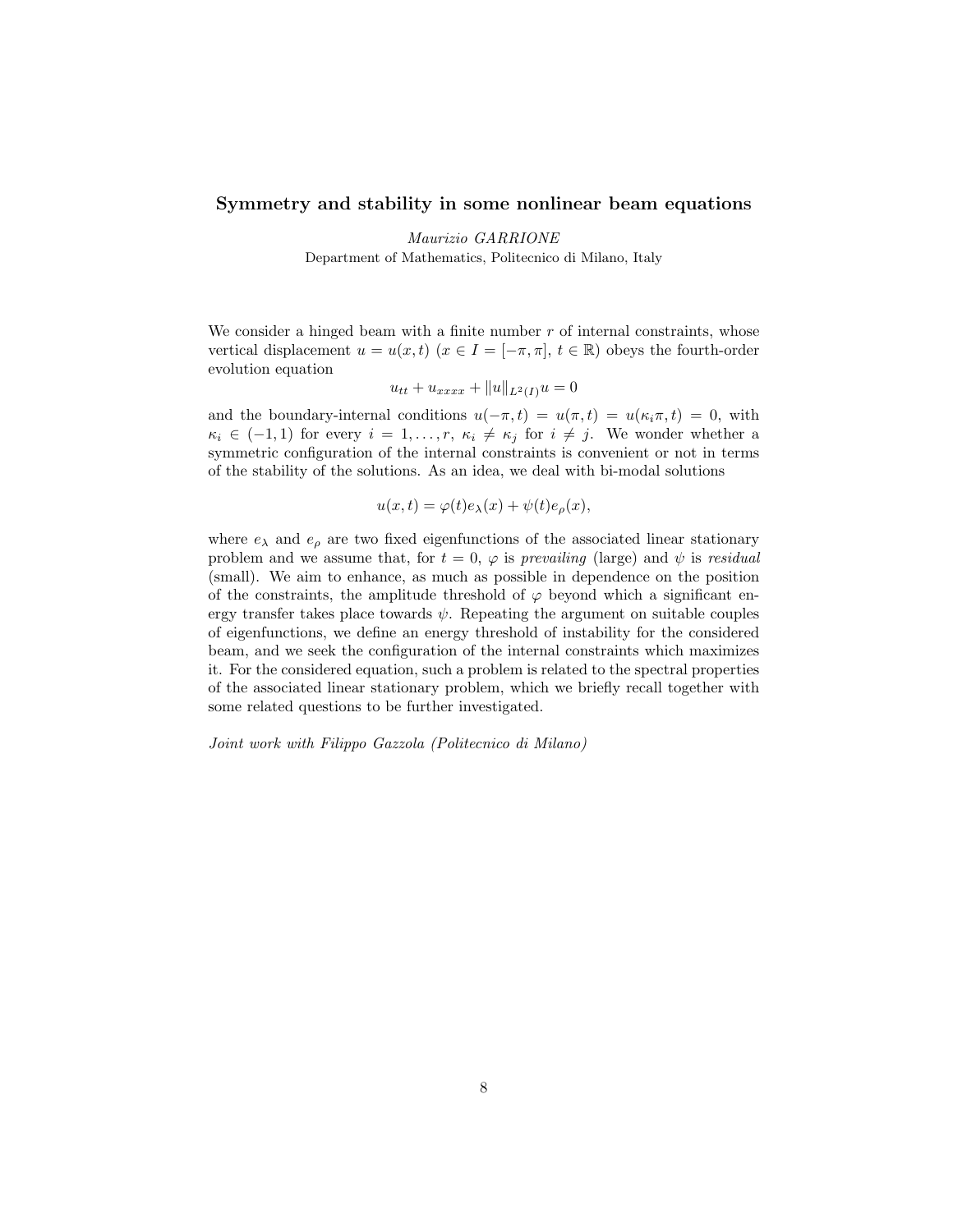## Symmetry and stability in some nonlinear beam equations

*Maurizio GARRIONE*

Department of Mathematics, Politecnico di Milano, Italy

We consider a hinged beam with a finite number $r$ of internal constraints, whose vertical displacement $u = u(x,t)$ ($x \in I = [-\pi, \pi]$, $t \in \mathbb{R}$) obeys the fourth-order evolution equation

$$u_{tt} + u_{xxxx} + \|u\|_{L^2(I)} u = 0$$

and the boundary-internal conditions $u(-\pi, t) = u(\pi, t) = u(\kappa_i \pi, t) = 0$, with $\kappa_i \in (-1, 1)$ for every $i = 1, \ldots, r$, $\kappa_i \neq \kappa_j$ for $i \neq j$. We wonder whether a symmetric configuration of the internal constraints is convenient or not in terms of the stability of the solutions. As an idea, we deal with bi-modal solutions

$$u(x,t) = \varphi(t) e_\lambda(x) + \psi(t) e_\rho(x),$$

where $e_\lambda$ and $e_\rho$ are two fixed eigenfunctions of the associated linear stationary problem and we assume that, for $t = 0$, $\varphi$ is *prevailing* (large) and $\psi$ is *residual* (small). We aim to enhance, as much as possible in dependence on the position of the constraints, the amplitude threshold of $\varphi$ beyond which a significant energy transfer takes place towards $\psi$. Repeating the argument on suitable couples of eigenfunctions, we define an energy threshold of instability for the considered beam, and we seek the configuration of the internal constraints which maximizes it. For the considered equation, such a problem is related to the spectral properties of the associated linear stationary problem, which we briefly recall together with some related questions to be further investigated.

*Joint work with Filippo Gazzola (Politecnico di Milano)*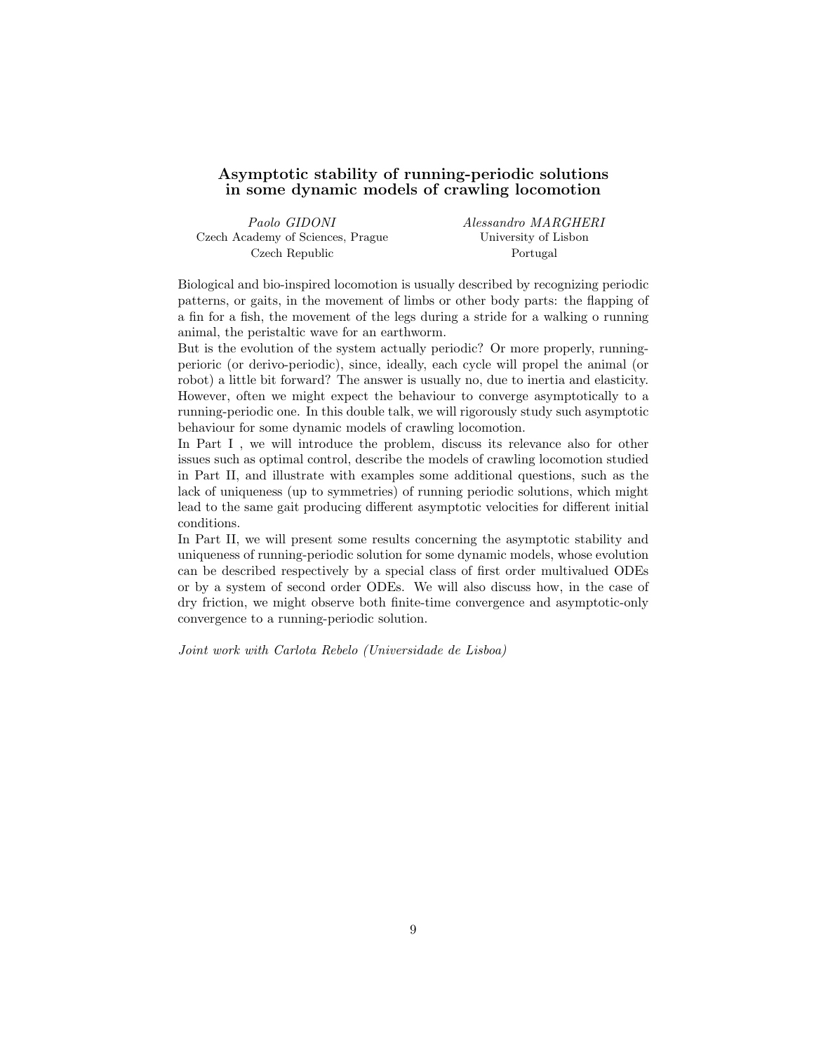## Asymptotic stability of running-periodic solutions in some dynamic models of crawling locomotion

*Paolo GIDONI*
Czech Academy of Sciences, Prague
Czech Republic

*Alessandro MARGHERI*
University of Lisbon
Portugal

Biological and bio-inspired locomotion is usually described by recognizing periodic patterns, or gaits, in the movement of limbs or other body parts: the flapping of a fin for a fish, the movement of the legs during a stride for a walking o running animal, the peristaltic wave for an earthworm.

But is the evolution of the system actually periodic? Or more properly, running-perioric (or derivo-periodic), since, ideally, each cycle will propel the animal (or robot) a little bit forward? The answer is usually no, due to inertia and elasticity. However, often we might expect the behaviour to converge asymptotically to a running-periodic one. In this double talk, we will rigorously study such asymptotic behaviour for some dynamic models of crawling locomotion.

In Part I , we will introduce the problem, discuss its relevance also for other issues such as optimal control, describe the models of crawling locomotion studied in Part II, and illustrate with examples some additional questions, such as the lack of uniqueness (up to symmetries) of running periodic solutions, which might lead to the same gait producing different asymptotic velocities for different initial conditions.

In Part II, we will present some results concerning the asymptotic stability and uniqueness of running-periodic solution for some dynamic models, whose evolution can be described respectively by a special class of first order multivalued ODEs or by a system of second order ODEs. We will also discuss how, in the case of dry friction, we might observe both finite-time convergence and asymptotic-only convergence to a running-periodic solution.

*Joint work with Carlota Rebelo (Universidade de Lisboa)*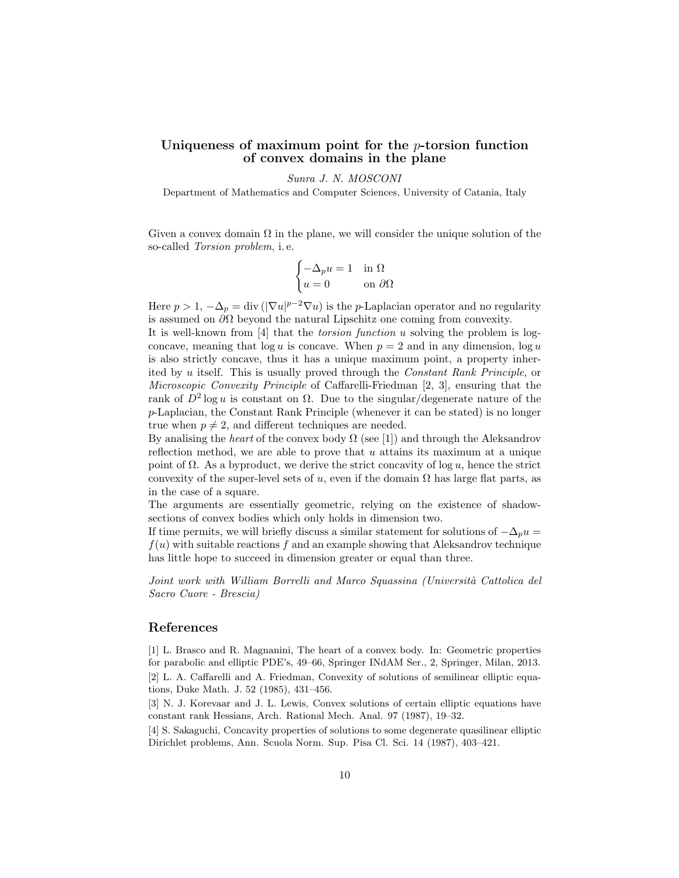## Uniqueness of maximum point for the $p$-torsion function of convex domains in the plane

*Sunra J. N. MOSCONI*

Department of Mathematics and Computer Sciences, University of Catania, Italy

Given a convex domain $\Omega$ in the plane, we will consider the unique solution of the so-called *Torsion problem*, i. e.

$$\begin{cases} -\Delta_p u = 1 & \text{in } \Omega \\ u = 0 & \text{on } \partial\Omega \end{cases}$$

Here $p > 1$, $-\Delta_p = \operatorname{div}(|\nabla u|^{p-2}\nabla u)$ is the $p$-Laplacian operator and no regularity is assumed on $\partial\Omega$ beyond the natural Lipschitz one coming from convexity.
It is well-known from [4] that the *torsion function* $u$ solving the problem is log-concave, meaning that $\log u$ is concave. When $p = 2$ and in any dimension, $\log u$ is also strictly concave, thus it has a unique maximum point, a property inherited by $u$ itself. This is usually proved through the *Constant Rank Principle*, or *Microscopic Convexity Principle* of Caffarelli-Friedman [2, 3], ensuring that the rank of $D^2 \log u$ is constant on $\Omega$. Due to the singular/degenerate nature of the $p$-Laplacian, the Constant Rank Principle (whenever it can be stated) is no longer true when $p \neq 2$, and different techniques are needed.
By analising the *heart* of the convex body $\Omega$ (see [1]) and through the Aleksandrov reflection method, we are able to prove that $u$ attains its maximum at a unique point of $\Omega$. As a byproduct, we derive the strict concavity of $\log u$, hence the strict convexity of the super-level sets of $u$, even if the domain $\Omega$ has large flat parts, as in the case of a square.
The arguments are essentially geometric, relying on the existence of shadow-sections of convex bodies which only holds in dimension two.
If time permits, we will briefly discuss a similar statement for solutions of $-\Delta_p u = f(u)$ with suitable reactions $f$ and an example showing that Aleksandrov technique has little hope to succeed in dimension greater or equal than three.

*Joint work with William Borrelli and Marco Squassina (Università Cattolica del Sacro Cuore - Brescia)*

### References

[1] L. Brasco and R. Magnanini, The heart of a convex body. In: Geometric properties for parabolic and elliptic PDE's, 49–66, Springer INdAM Ser., 2, Springer, Milan, 2013.

[2] L. A. Caffarelli and A. Friedman, Convexity of solutions of semilinear elliptic equations, Duke Math. J. 52 (1985), 431–456.

[3] N. J. Korevaar and J. L. Lewis, Convex solutions of certain elliptic equations have constant rank Hessians, Arch. Rational Mech. Anal. 97 (1987), 19–32.

[4] S. Sakaguchi, Concavity properties of solutions to some degenerate quasilinear elliptic Dirichlet problems, Ann. Scuola Norm. Sup. Pisa Cl. Sci. 14 (1987), 403–421.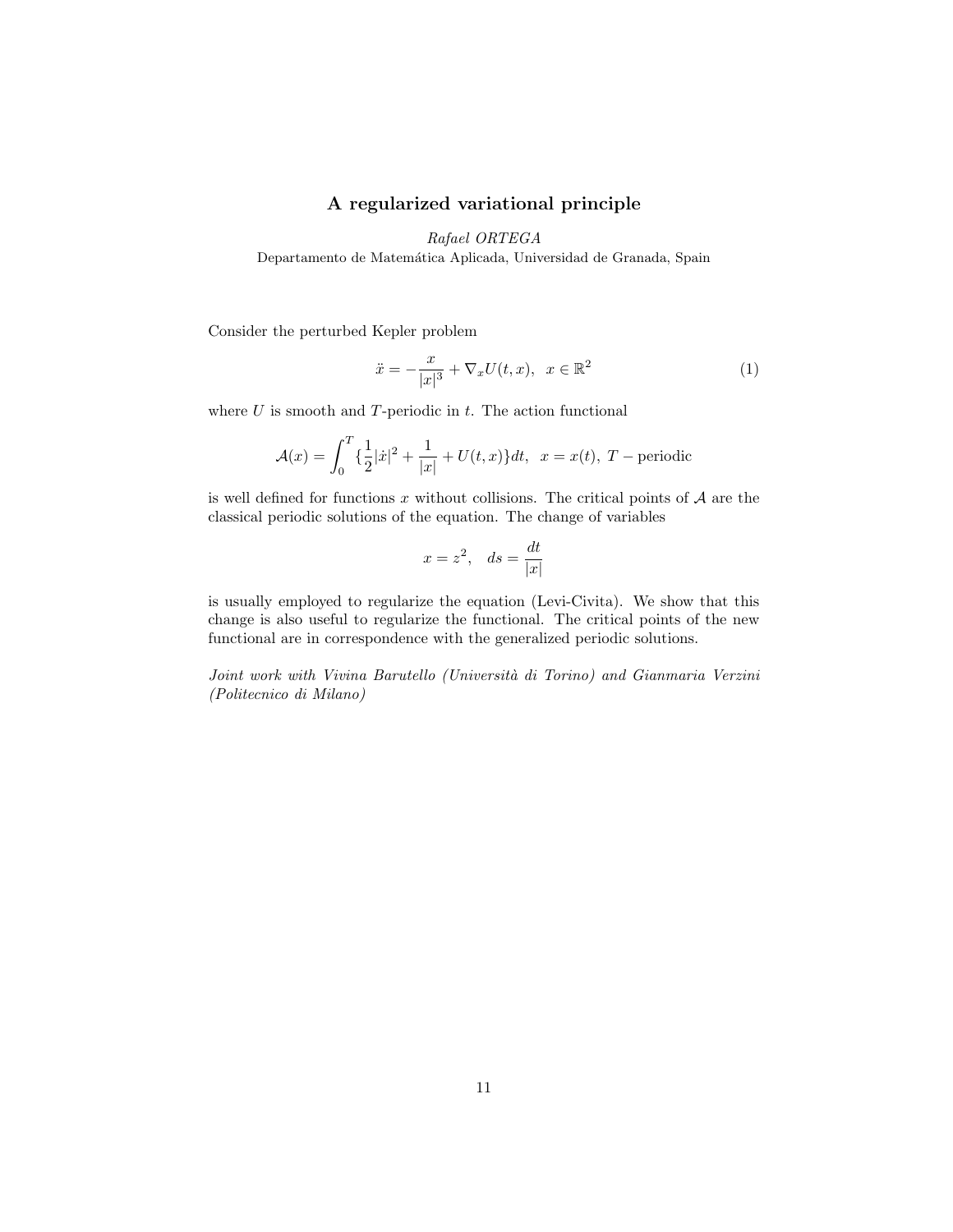## A regularized variational principle

*Rafael ORTEGA*

Departamento de Matemática Aplicada, Universidad de Granada, Spain

Consider the perturbed Kepler problem

$$\ddot{x} = -\frac{x}{|x|^3} + \nabla_x U(t,x), \quad x \in \mathbb{R}^2 \tag{1}$$

where $U$ is smooth and $T$-periodic in $t$. The action functional

$$\mathcal{A}(x) = \int_0^T \{\frac{1}{2}|\dot{x}|^2 + \frac{1}{|x|} + U(t,x)\}dt, \quad x = x(t), \ T-\text{periodic}$$

is well defined for functions $x$ without collisions. The critical points of $\mathcal{A}$ are the classical periodic solutions of the equation. The change of variables

$$x = z^2, \quad ds = \frac{dt}{|x|}$$

is usually employed to regularize the equation (Levi-Civita). We show that this change is also useful to regularize the functional. The critical points of the new functional are in correspondence with the generalized periodic solutions.

*Joint work with Vivina Barutello (Università di Torino) and Gianmaria Verzini (Politecnico di Milano)*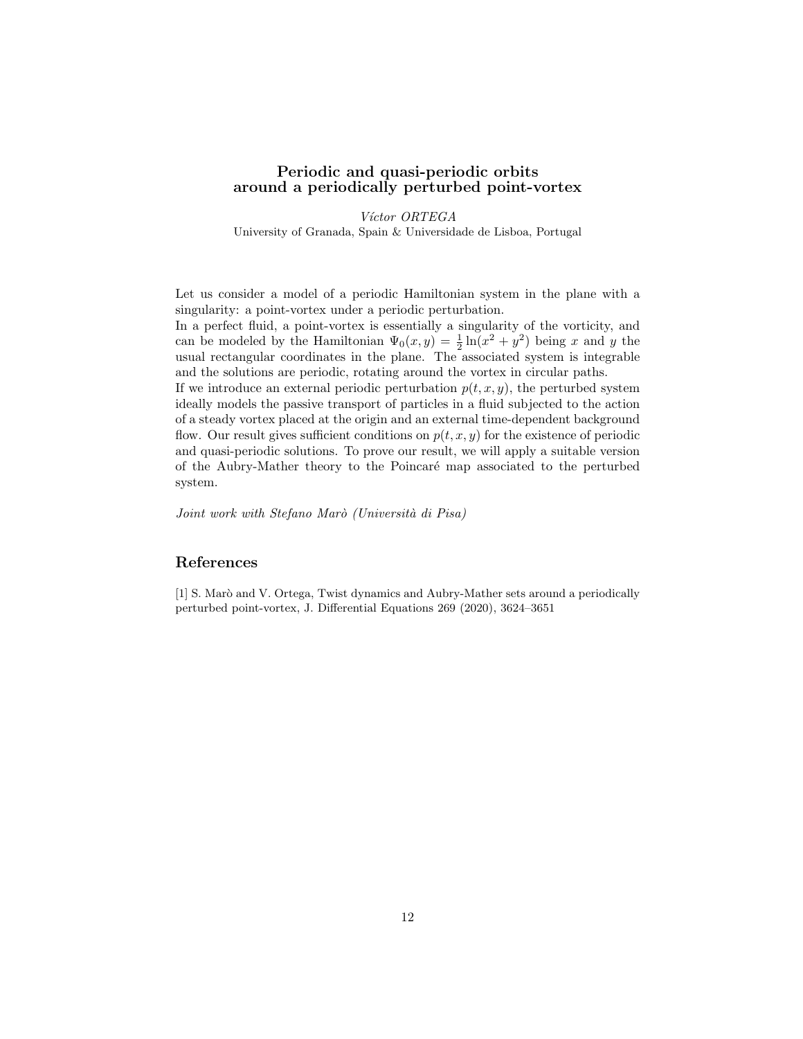# Periodic and quasi-periodic orbits around a periodically perturbed point-vortex

*Víctor ORTEGA*
University of Granada, Spain & Universidade de Lisboa, Portugal

Let us consider a model of a periodic Hamiltonian system in the plane with a singularity: a point-vortex under a periodic perturbation.
In a perfect fluid, a point-vortex is essentially a singularity of the vorticity, and can be modeled by the Hamiltonian $\Psi_0(x, y) = \frac{1}{2}\ln(x^2 + y^2)$ being $x$ and $y$ the usual rectangular coordinates in the plane. The associated system is integrable and the solutions are periodic, rotating around the vortex in circular paths.
If we introduce an external periodic perturbation $p(t, x, y)$, the perturbed system ideally models the passive transport of particles in a fluid subjected to the action of a steady vortex placed at the origin and an external time-dependent background flow. Our result gives sufficient conditions on $p(t, x, y)$ for the existence of periodic and quasi-periodic solutions. To prove our result, we will apply a suitable version of the Aubry-Mather theory to the Poincaré map associated to the perturbed system.

*Joint work with Stefano Marò (Università di Pisa)*

## References

[1] S. Marò and V. Ortega, Twist dynamics and Aubry-Mather sets around a periodically perturbed point-vortex, J. Differential Equations 269 (2020), 3624–3651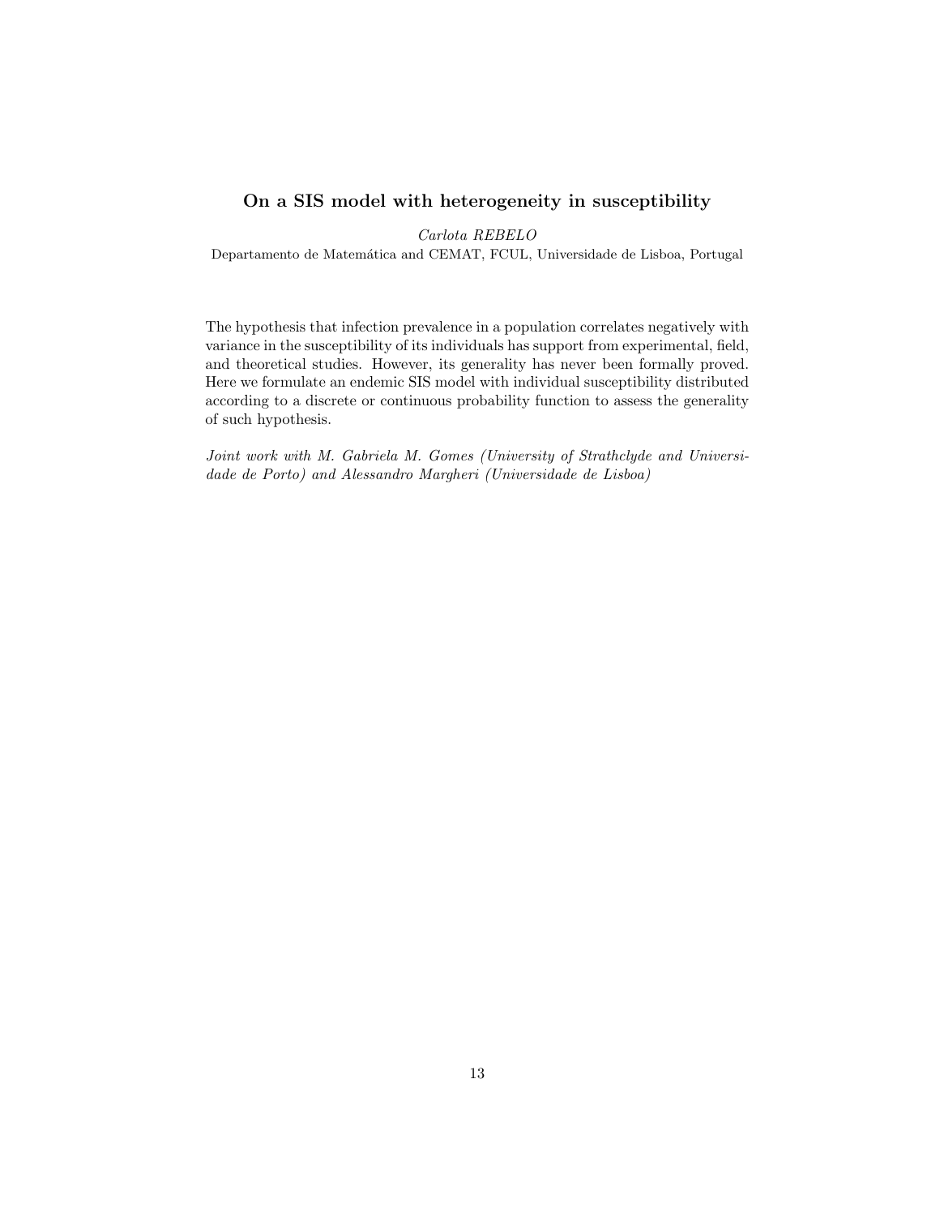## On a SIS model with heterogeneity in susceptibility

*Carlota REBELO*

Departamento de Matemática and CEMAT, FCUL, Universidade de Lisboa, Portugal

The hypothesis that infection prevalence in a population correlates negatively with variance in the susceptibility of its individuals has support from experimental, field, and theoretical studies. However, its generality has never been formally proved. Here we formulate an endemic SIS model with individual susceptibility distributed according to a discrete or continuous probability function to assess the generality of such hypothesis.

*Joint work with M. Gabriela M. Gomes (University of Strathclyde and Universidade de Porto) and Alessandro Margheri (Universidade de Lisboa)*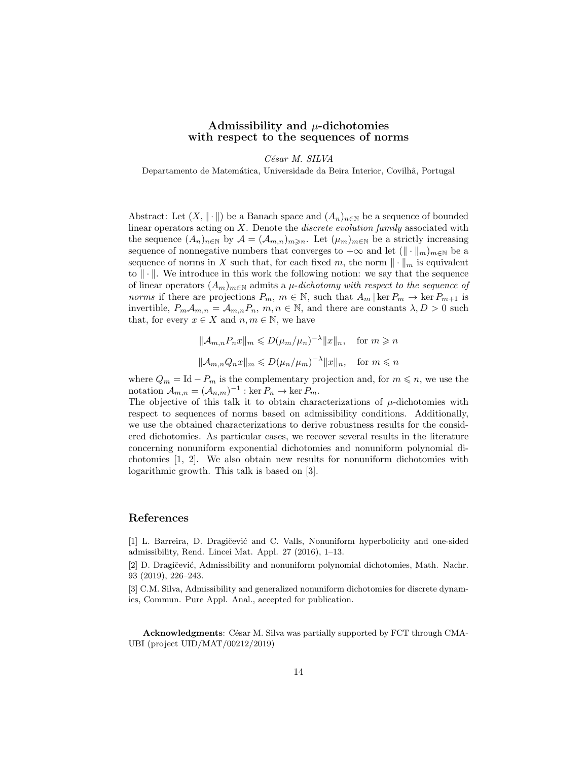# Admissibility and $\mu$-dichotomies with respect to the sequences of norms

*César M. SILVA*

Departamento de Matemática, Universidade da Beira Interior, Covilhã, Portugal

Abstract: Let $(X, \|\cdot\|)$ be a Banach space and $(A_n)_{n\in\mathbb{N}}$ be a sequence of bounded linear operators acting on $X$. Denote the *discrete evolution family* associated with the sequence $(A_n)_{n\in\mathbb{N}}$ by $\mathcal{A} = (\mathcal{A}_{m,n})_{m\geqslant n}$. Let $(\mu_m)_{m\in\mathbb{N}}$ be a strictly increasing sequence of nonnegative numbers that converges to $+\infty$ and let $(\|\cdot\|_m)_{m\in\mathbb{N}}$ be a sequence of norms in $X$ such that, for each fixed $m$, the norm $\|\cdot\|_m$ is equivalent to $\|\cdot\|$. We introduce in this work the following notion: we say that the sequence of linear operators $(A_m)_{m\in\mathbb{N}}$ admits a *$\mu$-dichotomy with respect to the sequence of norms* if there are projections $P_m$, $m \in \mathbb{N}$, such that $A_m \,|\ker P_m \to \ker P_{m+1}$ is invertible, $P_m\mathcal{A}_{m,n} = \mathcal{A}_{m,n}P_n$, $m, n \in \mathbb{N}$, and there are constants $\lambda, D > 0$ such that, for every $x \in X$ and $n, m \in \mathbb{N}$, we have

$$\|\mathcal{A}_{m,n}P_n x\|_m \leqslant D(\mu_m/\mu_n)^{-\lambda}\|x\|_n, \quad \text{for } m \geqslant n$$

$$\|\mathcal{A}_{m,n}Q_n x\|_m \leqslant D(\mu_n/\mu_m)^{-\lambda}\|x\|_n, \quad \text{for } m \leqslant n$$

where $Q_m = \mathrm{Id} - P_m$ is the complementary projection and, for $m \leqslant n$, we use the notation $\mathcal{A}_{m,n} = (\mathcal{A}_{n,m})^{-1} : \ker P_n \to \ker P_m$.

The objective of this talk it to obtain characterizations of $\mu$-dichotomies with respect to sequences of norms based on admissibility conditions. Additionally, we use the obtained characterizations to derive robustness results for the considered dichotomies. As particular cases, we recover several results in the literature concerning nonuniform exponential dichotomies and nonuniform polynomial dichotomies [1, 2]. We also obtain new results for nonuniform dichotomies with logarithmic growth. This talk is based on [3].

## References

[1] L. Barreira, D. Dragičević and C. Valls, Nonuniform hyperbolicity and one-sided admissibility, Rend. Lincei Mat. Appl. 27 (2016), 1–13.

[2] D. Dragičević, Admissibility and nonuniform polynomial dichotomies, Math. Nachr. 93 (2019), 226–243.

[3] C.M. Silva, Admissibility and generalized nonuniform dichotomies for discrete dynamics, Commun. Pure Appl. Anal., accepted for publication.

**Acknowledgments**: César M. Silva was partially supported by FCT through CMA-UBI (project UID/MAT/00212/2019)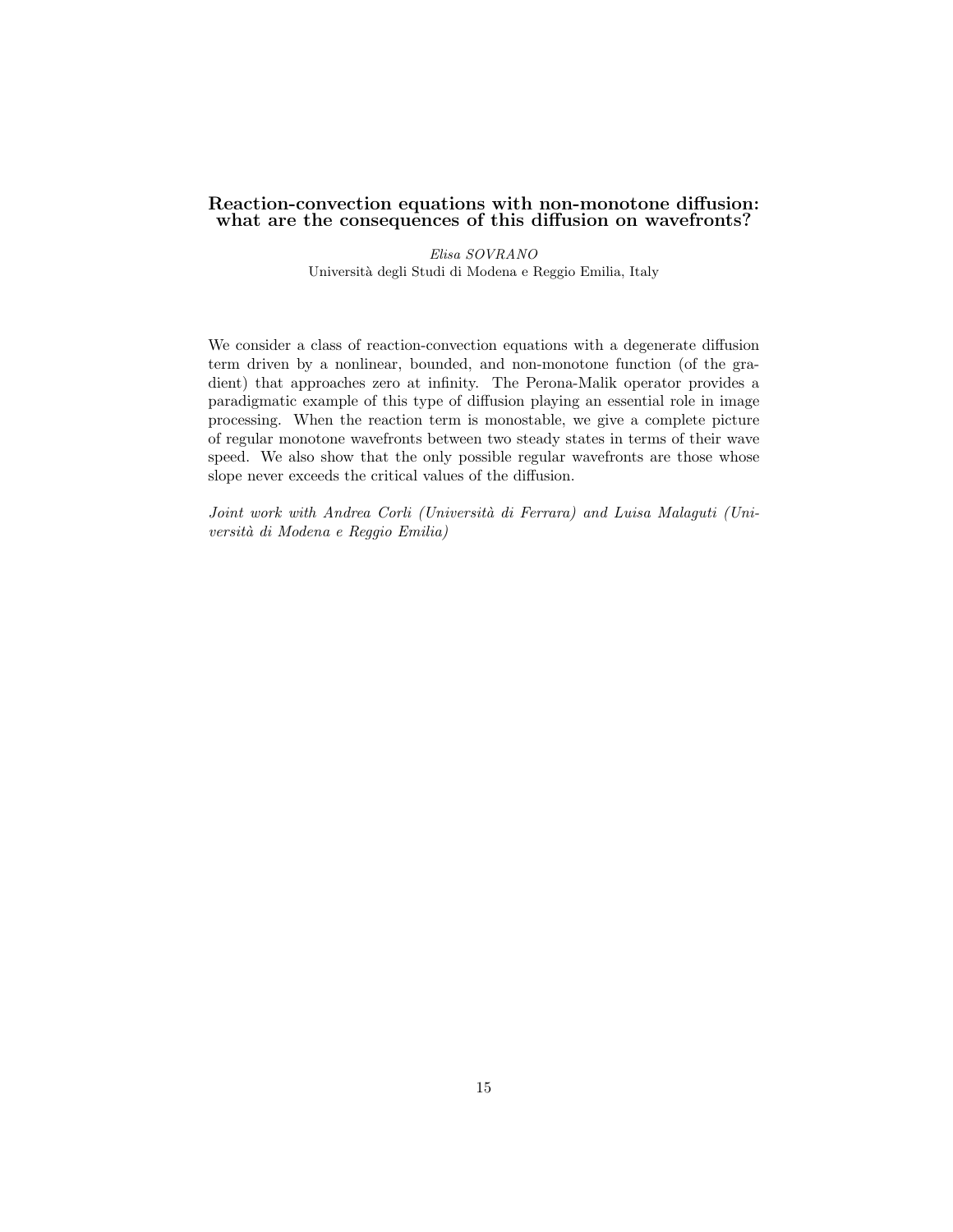## Reaction-convection equations with non-monotone diffusion: what are the consequences of this diffusion on wavefronts?

*Elisa SOVRANO*
Università degli Studi di Modena e Reggio Emilia, Italy

We consider a class of reaction-convection equations with a degenerate diffusion term driven by a nonlinear, bounded, and non-monotone function (of the gradient) that approaches zero at infinity. The Perona-Malik operator provides a paradigmatic example of this type of diffusion playing an essential role in image processing. When the reaction term is monostable, we give a complete picture of regular monotone wavefronts between two steady states in terms of their wave speed. We also show that the only possible regular wavefronts are those whose slope never exceeds the critical values of the diffusion.

*Joint work with Andrea Corli (Università di Ferrara) and Luisa Malaguti (Università di Modena e Reggio Emilia)*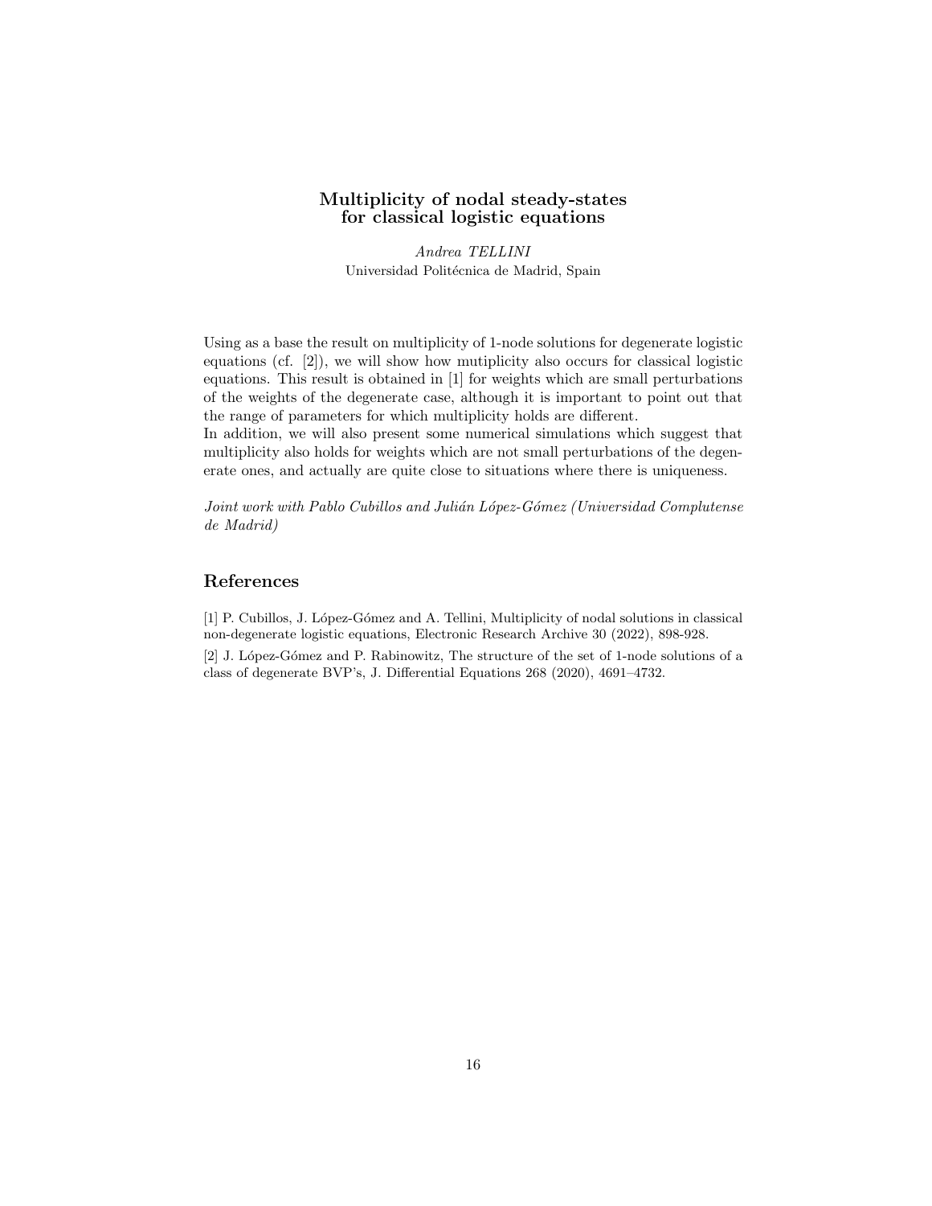## Multiplicity of nodal steady-states for classical logistic equations

*Andrea TELLINI*
Universidad Politécnica de Madrid, Spain

Using as a base the result on multiplicity of 1-node solutions for degenerate logistic equations (cf. [2]), we will show how mutiplicity also occurs for classical logistic equations. This result is obtained in [1] for weights which are small perturbations of the weights of the degenerate case, although it is important to point out that the range of parameters for which multiplicity holds are different.
In addition, we will also present some numerical simulations which suggest that multiplicity also holds for weights which are not small perturbations of the degenerate ones, and actually are quite close to situations where there is uniqueness.

*Joint work with Pablo Cubillos and Julián López-Gómez (Universidad Complutense de Madrid)*

## References

[1] P. Cubillos, J. López-Gómez and A. Tellini, Multiplicity of nodal solutions in classical non-degenerate logistic equations, Electronic Research Archive 30 (2022), 898-928.

[2] J. López-Gómez and P. Rabinowitz, The structure of the set of 1-node solutions of a class of degenerate BVP's, J. Differential Equations 268 (2020), 4691–4732.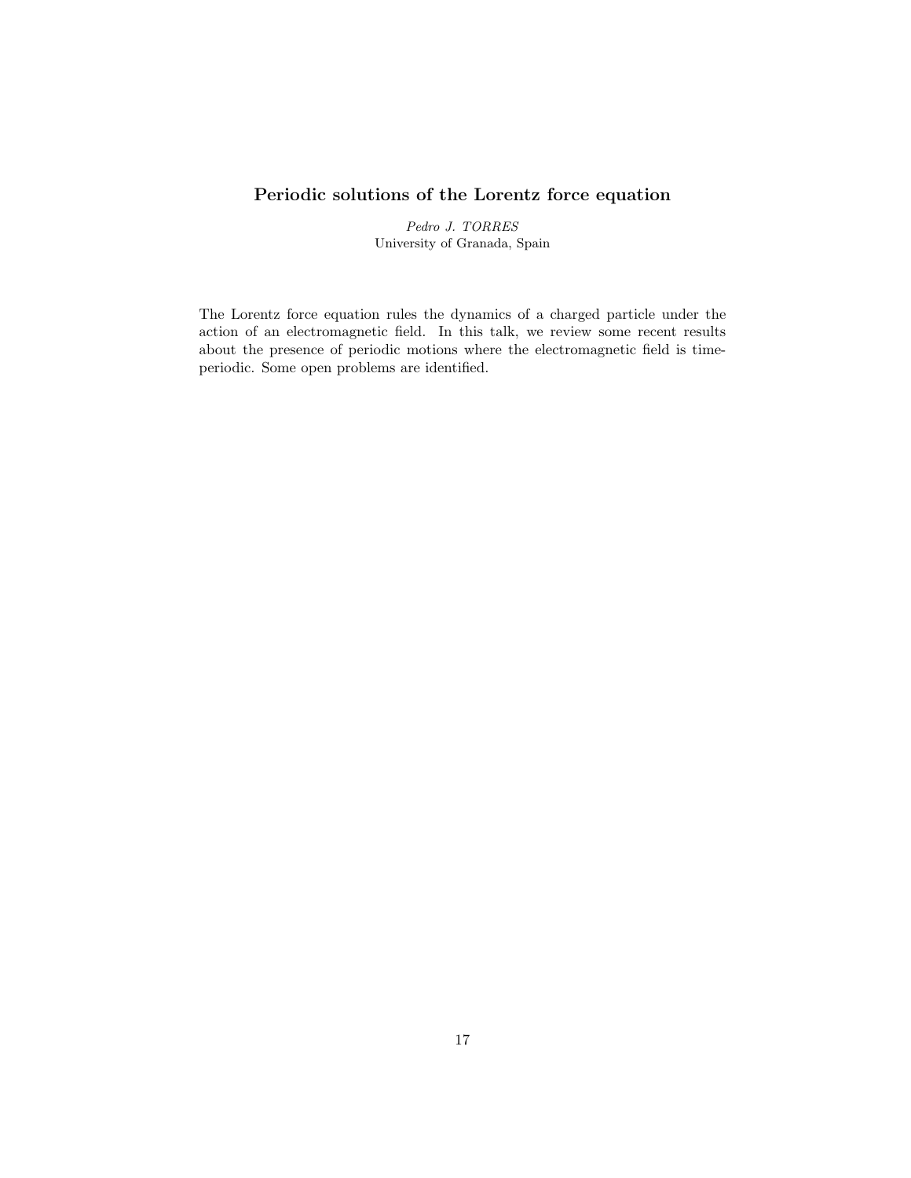## Periodic solutions of the Lorentz force equation

*Pedro J. TORRES*
University of Granada, Spain

The Lorentz force equation rules the dynamics of a charged particle under the action of an electromagnetic field. In this talk, we review some recent results about the presence of periodic motions where the electromagnetic field is time-periodic. Some open problems are identified.